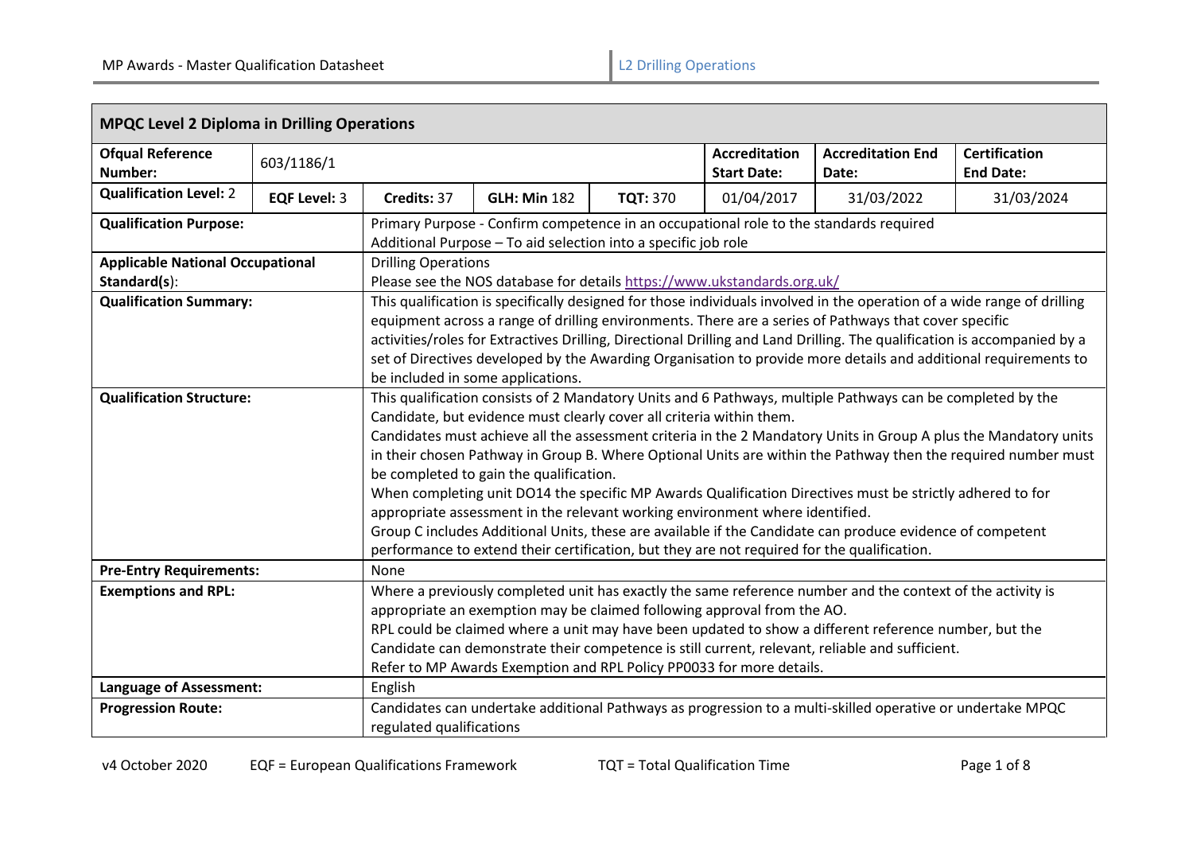| MPQC Level 2 Diploma in Drilling Operations | | | | | | | |
|---|---|---|---|---|---|---|---|
| **Ofqual Reference Number:** | 603/1186/1 | | | | **Accreditation Start Date:** | **Accreditation End Date:** | **Certification End Date:** |
| **Qualification Level:** 2 | **EQF Level:** 3 | **Credits:** 37 | **GLH: Min** 182 | **TQT:** 370 | 01/04/2017 | 31/03/2022 | 31/03/2024 |
| **Qualification Purpose:** | | Primary Purpose - Confirm competence in an occupational role to the standards required<br>Additional Purpose – To aid selection into a specific job role | | | | | |
| **Applicable National Occupational Standard(s):** | | Drilling Operations<br>Please see the NOS database for details https://www.ukstandards.org.uk/ | | | | | |
| **Qualification Summary:** | | This qualification is specifically designed for those individuals involved in the operation of a wide range of drilling equipment across a range of drilling environments. There are a series of Pathways that cover specific activities/roles for Extractives Drilling, Directional Drilling and Land Drilling. The qualification is accompanied by a set of Directives developed by the Awarding Organisation to provide more details and additional requirements to be included in some applications. | | | | | |
| **Qualification Structure:** | | This qualification consists of 2 Mandatory Units and 6 Pathways, multiple Pathways can be completed by the Candidate, but evidence must clearly cover all criteria within them.<br>Candidates must achieve all the assessment criteria in the 2 Mandatory Units in Group A plus the Mandatory units in their chosen Pathway in Group B. Where Optional Units are within the Pathway then the required number must be completed to gain the qualification.<br>When completing unit DO14 the specific MP Awards Qualification Directives must be strictly adhered to for appropriate assessment in the relevant working environment where identified.<br>Group C includes Additional Units, these are available if the Candidate can produce evidence of competent performance to extend their certification, but they are not required for the qualification. | | | | | |
| **Pre-Entry Requirements:** | | None | | | | | |
| **Exemptions and RPL:** | | Where a previously completed unit has exactly the same reference number and the context of the activity is appropriate an exemption may be claimed following approval from the AO.<br>RPL could be claimed where a unit may have been updated to show a different reference number, but the Candidate can demonstrate their competence is still current, relevant, reliable and sufficient.<br>Refer to MP Awards Exemption and RPL Policy PP0033 for more details. | | | | | |
| **Language of Assessment:** | | English | | | | | |
| **Progression Route:** | | Candidates can undertake additional Pathways as progression to a multi-skilled operative or undertake MPQC regulated qualifications | | | | | |

v4 October 2020 EQF = European Qualifications Framework TQT = Total Qualification Time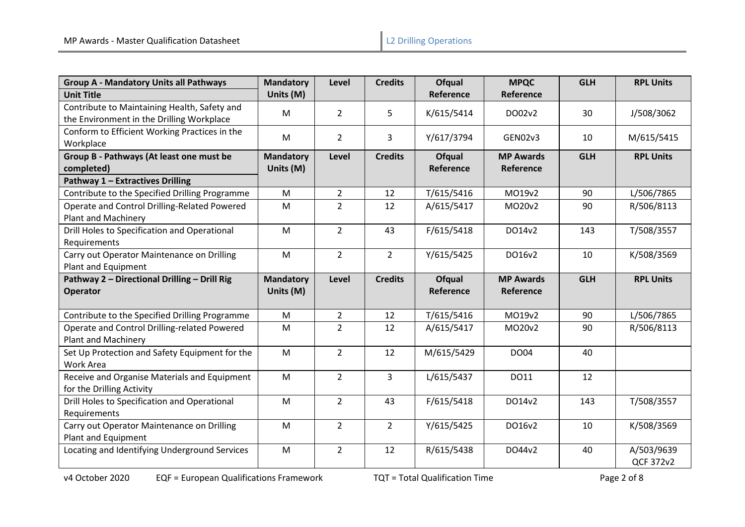| Group A - Mandatory Units all Pathways<br>Unit Title | Mandatory Units (M) | Level | Credits | Ofqual Reference | MPQC Reference | GLH | RPL Units |
|---|---|---|---|---|---|---|---|
| Contribute to Maintaining Health, Safety and the Environment in the Drilling Workplace | M | 2 | 5 | K/615/5414 | DO02v2 | 30 | J/508/3062 |
| Conform to Efficient Working Practices in the Workplace | M | 2 | 3 | Y/617/3794 | GEN02v3 | 10 | M/615/5415 |
| **Group B - Pathways (At least one must be completed)**<br>**Pathway 1 – Extractives Drilling** | **Mandatory Units (M)** | **Level** | **Credits** | **Ofqual Reference** | **MP Awards Reference** | **GLH** | **RPL Units** |
| Contribute to the Specified Drilling Programme | M | 2 | 12 | T/615/5416 | MO19v2 | 90 | L/506/7865 |
| Operate and Control Drilling-Related Powered Plant and Machinery | M | 2 | 12 | A/615/5417 | MO20v2 | 90 | R/506/8113 |
| Drill Holes to Specification and Operational Requirements | M | 2 | 43 | F/615/5418 | DO14v2 | 143 | T/508/3557 |
| Carry out Operator Maintenance on Drilling Plant and Equipment | M | 2 | 2 | Y/615/5425 | DO16v2 | 10 | K/508/3569 |
| **Pathway 2 – Directional Drilling – Drill Rig Operator** | **Mandatory Units (M)** | **Level** | **Credits** | **Ofqual Reference** | **MP Awards Reference** | **GLH** | **RPL Units** |
| Contribute to the Specified Drilling Programme | M | 2 | 12 | T/615/5416 | MO19v2 | 90 | L/506/7865 |
| Operate and Control Drilling-related Powered Plant and Machinery | M | 2 | 12 | A/615/5417 | MO20v2 | 90 | R/506/8113 |
| Set Up Protection and Safety Equipment for the Work Area | M | 2 | 12 | M/615/5429 | DO04 | 40 | |
| Receive and Organise Materials and Equipment for the Drilling Activity | M | 2 | 3 | L/615/5437 | DO11 | 12 | |
| Drill Holes to Specification and Operational Requirements | M | 2 | 43 | F/615/5418 | DO14v2 | 143 | T/508/3557 |
| Carry out Operator Maintenance on Drilling Plant and Equipment | M | 2 | 2 | Y/615/5425 | DO16v2 | 10 | K/508/3569 |
| Locating and Identifying Underground Services | M | 2 | 12 | R/615/5438 | DO44v2 | 40 | A/503/9639<br>QCF 372v2 |

EQF = European Qualifications Framework    TQT = Total Qualification Time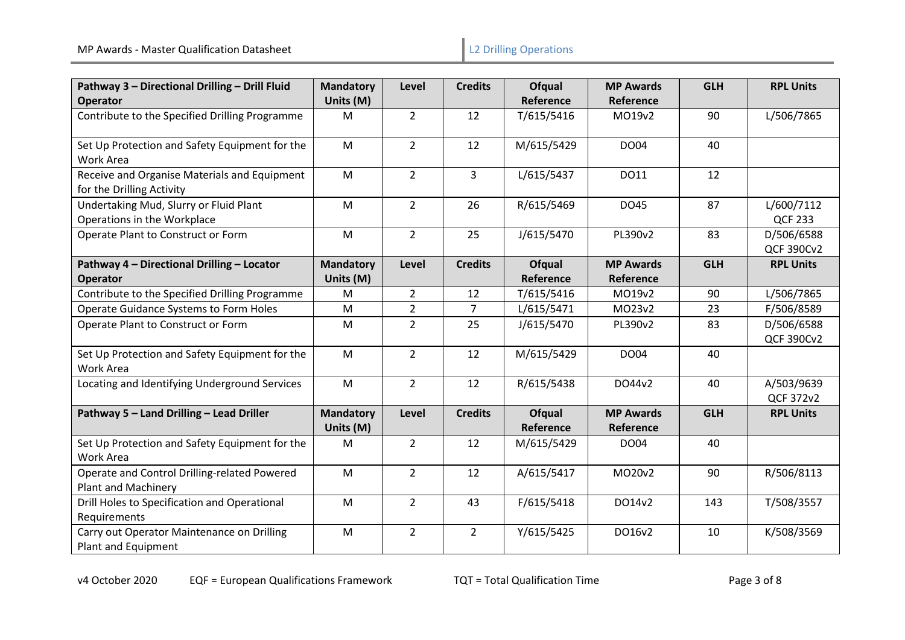| Pathway 3 – Directional Drilling – Drill Fluid Operator | Mandatory Units (M) | Level | Credits | Ofqual Reference | MP Awards Reference | GLH | RPL Units |
|---|---|---|---|---|---|---|---|
| Contribute to the Specified Drilling Programme | M | 2 | 12 | T/615/5416 | MO19v2 | 90 | L/506/7865 |
| Set Up Protection and Safety Equipment for the Work Area | M | 2 | 12 | M/615/5429 | DO04 | 40 | |
| Receive and Organise Materials and Equipment for the Drilling Activity | M | 2 | 3 | L/615/5437 | DO11 | 12 | |
| Undertaking Mud, Slurry or Fluid Plant Operations in the Workplace | M | 2 | 26 | R/615/5469 | DO45 | 87 | L/600/7112 QCF 233 |
| Operate Plant to Construct or Form | M | 2 | 25 | J/615/5470 | PL390v2 | 83 | D/506/6588 QCF 390Cv2 |
| **Pathway 4 – Directional Drilling – Locator Operator** | **Mandatory Units (M)** | **Level** | **Credits** | **Ofqual Reference** | **MP Awards Reference** | **GLH** | **RPL Units** |
| Contribute to the Specified Drilling Programme | M | 2 | 12 | T/615/5416 | MO19v2 | 90 | L/506/7865 |
| Operate Guidance Systems to Form Holes | M | 2 | 7 | L/615/5471 | MO23v2 | 23 | F/506/8589 |
| Operate Plant to Construct or Form | M | 2 | 25 | J/615/5470 | PL390v2 | 83 | D/506/6588 QCF 390Cv2 |
| Set Up Protection and Safety Equipment for the Work Area | M | 2 | 12 | M/615/5429 | DO04 | 40 | |
| Locating and Identifying Underground Services | M | 2 | 12 | R/615/5438 | DO44v2 | 40 | A/503/9639 QCF 372v2 |
| **Pathway 5 – Land Drilling – Lead Driller** | **Mandatory Units (M)** | **Level** | **Credits** | **Ofqual Reference** | **MP Awards Reference** | **GLH** | **RPL Units** |
| Set Up Protection and Safety Equipment for the Work Area | M | 2 | 12 | M/615/5429 | DO04 | 40 | |
| Operate and Control Drilling-related Powered Plant and Machinery | M | 2 | 12 | A/615/5417 | MO20v2 | 90 | R/506/8113 |
| Drill Holes to Specification and Operational Requirements | M | 2 | 43 | F/615/5418 | DO14v2 | 143 | T/508/3557 |
| Carry out Operator Maintenance on Drilling Plant and Equipment | M | 2 | 2 | Y/615/5425 | DO16v2 | 10 | K/508/3569 |

EQF = European Qualifications Framework TQT = Total Qualification Time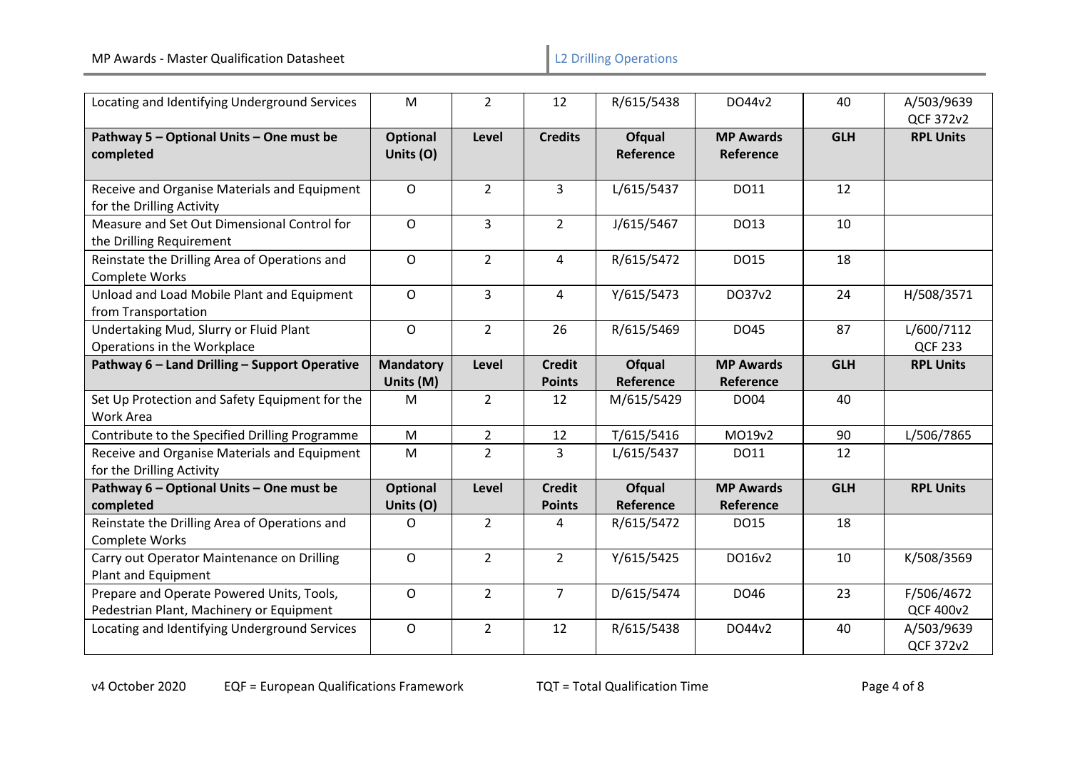| Locating and Identifying Underground Services | M | 2 | 12 | R/615/5438 | DO44v2 | 40 | A/503/9639 QCF 372v2 |
|---|---|---|---|---|---|---|---|
| **Pathway 5 – Optional Units – One must be completed** | **Optional Units (O)** | **Level** | **Credits** | **Ofqual Reference** | **MP Awards Reference** | **GLH** | **RPL Units** |
| Receive and Organise Materials and Equipment for the Drilling Activity | O | 2 | 3 | L/615/5437 | DO11 | 12 | |
| Measure and Set Out Dimensional Control for the Drilling Requirement | O | 3 | 2 | J/615/5467 | DO13 | 10 | |
| Reinstate the Drilling Area of Operations and Complete Works | O | 2 | 4 | R/615/5472 | DO15 | 18 | |
| Unload and Load Mobile Plant and Equipment from Transportation | O | 3 | 4 | Y/615/5473 | DO37v2 | 24 | H/508/3571 |
| Undertaking Mud, Slurry or Fluid Plant Operations in the Workplace | O | 2 | 26 | R/615/5469 | DO45 | 87 | L/600/7112 QCF 233 |
| **Pathway 6 – Land Drilling – Support Operative** | **Mandatory Units (M)** | **Level** | **Credit Points** | **Ofqual Reference** | **MP Awards Reference** | **GLH** | **RPL Units** |
| Set Up Protection and Safety Equipment for the Work Area | M | 2 | 12 | M/615/5429 | DO04 | 40 | |
| Contribute to the Specified Drilling Programme | M | 2 | 12 | T/615/5416 | MO19v2 | 90 | L/506/7865 |
| Receive and Organise Materials and Equipment for the Drilling Activity | M | 2 | 3 | L/615/5437 | DO11 | 12 | |
| **Pathway 6 – Optional Units – One must be completed** | **Optional Units (O)** | **Level** | **Credit Points** | **Ofqual Reference** | **MP Awards Reference** | **GLH** | **RPL Units** |
| Reinstate the Drilling Area of Operations and Complete Works | O | 2 | 4 | R/615/5472 | DO15 | 18 | |
| Carry out Operator Maintenance on Drilling Plant and Equipment | O | 2 | 2 | Y/615/5425 | DO16v2 | 10 | K/508/3569 |
| Prepare and Operate Powered Units, Tools, Pedestrian Plant, Machinery or Equipment | O | 2 | 7 | D/615/5474 | DO46 | 23 | F/506/4672 QCF 400v2 |
| Locating and Identifying Underground Services | O | 2 | 12 | R/615/5438 | DO44v2 | 40 | A/503/9639 QCF 372v2 |

EQF = European Qualifications Framework

TQT = Total Qualification Time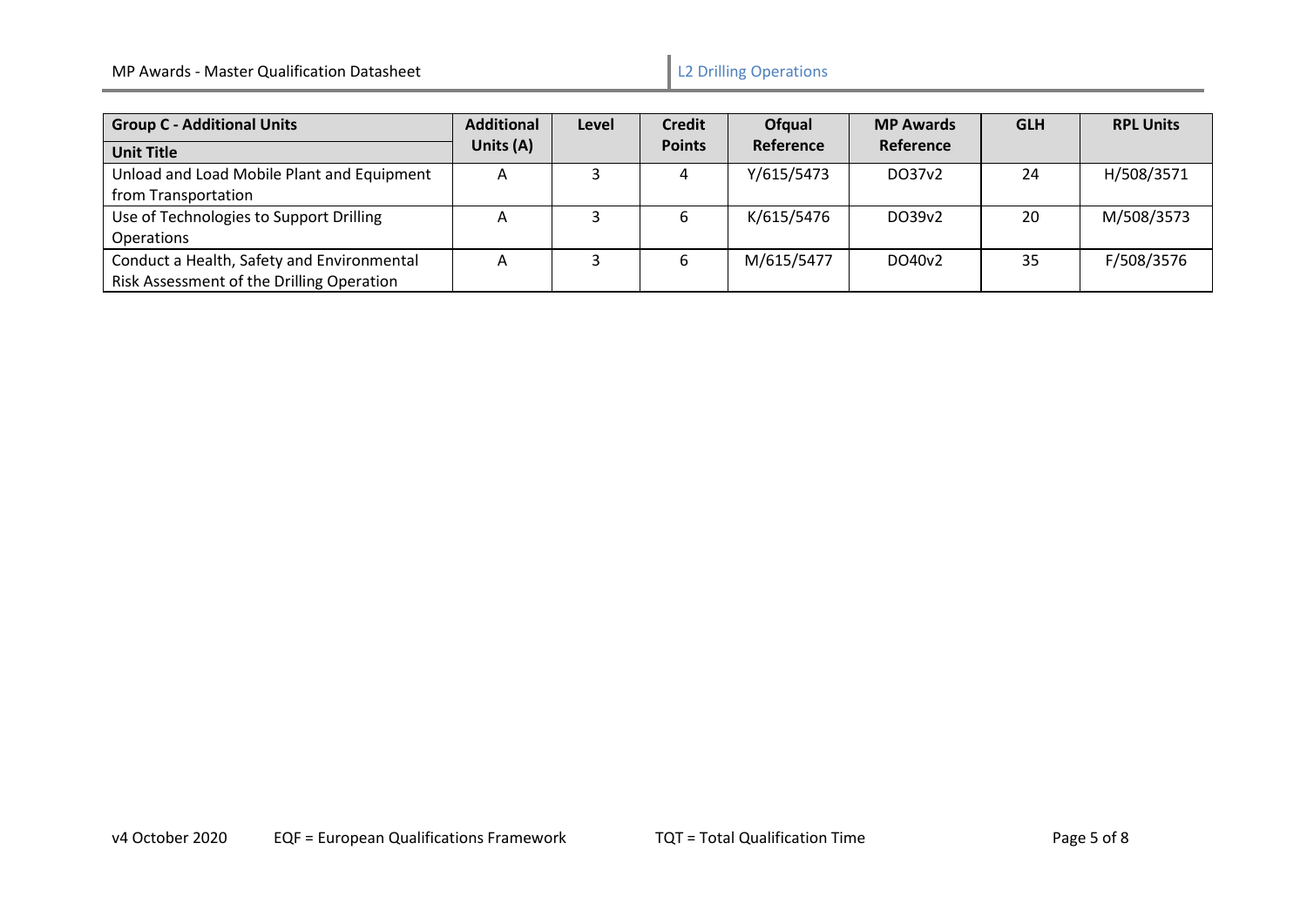| Group C - Additional Units | Additional Units (A) | Level | Credit Points | Ofqual Reference | MP Awards Reference | GLH | RPL Units |
|---|---|---|---|---|---|---|---|
| **Unit Title** | | | | | | | |
| Unload and Load Mobile Plant and Equipment from Transportation | A | 3 | 4 | Y/615/5473 | DO37v2 | 24 | H/508/3571 |
| Use of Technologies to Support Drilling Operations | A | 3 | 6 | K/615/5476 | DO39v2 | 20 | M/508/3573 |
| Conduct a Health, Safety and Environmental Risk Assessment of the Drilling Operation | A | 3 | 6 | M/615/5477 | DO40v2 | 35 | F/508/3576 |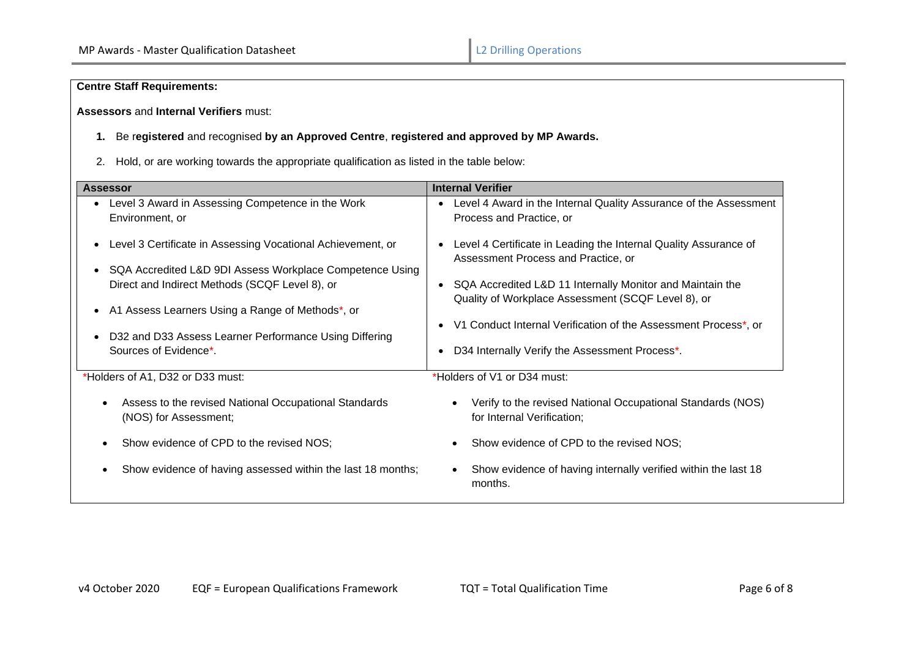**Centre Staff Requirements:**

**Assessors** and **Internal Verifiers** must:

1. Be r**egistered** and recognised **by an Approved Centre**, **registered and approved by MP Awards.**
2. Hold, or are working towards the appropriate qualification as listed in the table below:

| Assessor | Internal Verifier |
|---|---|
| • Level 3 Award in Assessing Competence in the Work Environment, or<br>• Level 3 Certificate in Assessing Vocational Achievement, or<br>• SQA Accredited L&D 9DI Assess Workplace Competence Using Direct and Indirect Methods (SCQF Level 8), or<br>• A1 Assess Learners Using a Range of Methods*, or<br>• D32 and D33 Assess Learner Performance Using Differing Sources of Evidence*. | • Level 4 Award in the Internal Quality Assurance of the Assessment Process and Practice, or<br>• Level 4 Certificate in Leading the Internal Quality Assurance of Assessment Process and Practice, or<br>• SQA Accredited L&D 11 Internally Monitor and Maintain the Quality of Workplace Assessment (SCQF Level 8), or<br>• V1 Conduct Internal Verification of the Assessment Process*, or<br>• D34 Internally Verify the Assessment Process*. |
| *Holders of A1, D32 or D33 must:<br>• Assess to the revised National Occupational Standards (NOS) for Assessment;<br>• Show evidence of CPD to the revised NOS;<br>• Show evidence of having assessed within the last 18 months; | *Holders of V1 or D34 must:<br>• Verify to the revised National Occupational Standards (NOS) for Internal Verification;<br>• Show evidence of CPD to the revised NOS;<br>• Show evidence of having internally verified within the last 18 months. |

v4 October 2020 EQF = European Qualifications Framework TQT = Total Qualification Time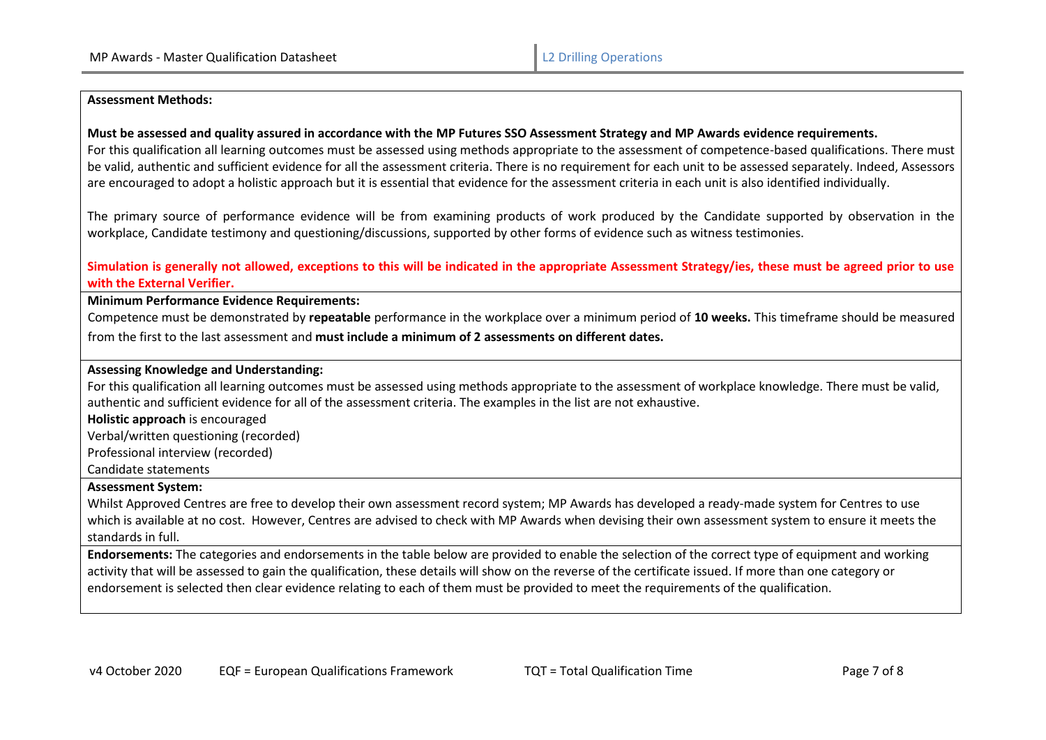**Assessment Methods:**

**Must be assessed and quality assured in accordance with the MP Futures SSO Assessment Strategy and MP Awards evidence requirements.**

For this qualification all learning outcomes must be assessed using methods appropriate to the assessment of competence-based qualifications. There must be valid, authentic and sufficient evidence for all the assessment criteria. There is no requirement for each unit to be assessed separately. Indeed, Assessors are encouraged to adopt a holistic approach but it is essential that evidence for the assessment criteria in each unit is also identified individually.

The primary source of performance evidence will be from examining products of work produced by the Candidate supported by observation in the workplace, Candidate testimony and questioning/discussions, supported by other forms of evidence such as witness testimonies.

**Simulation is generally not allowed, exceptions to this will be indicated in the appropriate Assessment Strategy/ies, these must be agreed prior to use with the External Verifier.**

**Minimum Performance Evidence Requirements:**

Competence must be demonstrated by **repeatable** performance in the workplace over a minimum period of **10 weeks.** This timeframe should be measured from the first to the last assessment and **must include a minimum of 2 assessments on different dates.**

**Assessing Knowledge and Understanding:**

For this qualification all learning outcomes must be assessed using methods appropriate to the assessment of workplace knowledge. There must be valid, authentic and sufficient evidence for all of the assessment criteria. The examples in the list are not exhaustive.

**Holistic approach** is encouraged

Verbal/written questioning (recorded)

Professional interview (recorded)

Candidate statements

**Assessment System:**

Whilst Approved Centres are free to develop their own assessment record system; MP Awards has developed a ready-made system for Centres to use which is available at no cost. However, Centres are advised to check with MP Awards when devising their own assessment system to ensure it meets the standards in full.

**Endorsements:** The categories and endorsements in the table below are provided to enable the selection of the correct type of equipment and working activity that will be assessed to gain the qualification, these details will show on the reverse of the certificate issued. If more than one category or endorsement is selected then clear evidence relating to each of them must be provided to meet the requirements of the qualification.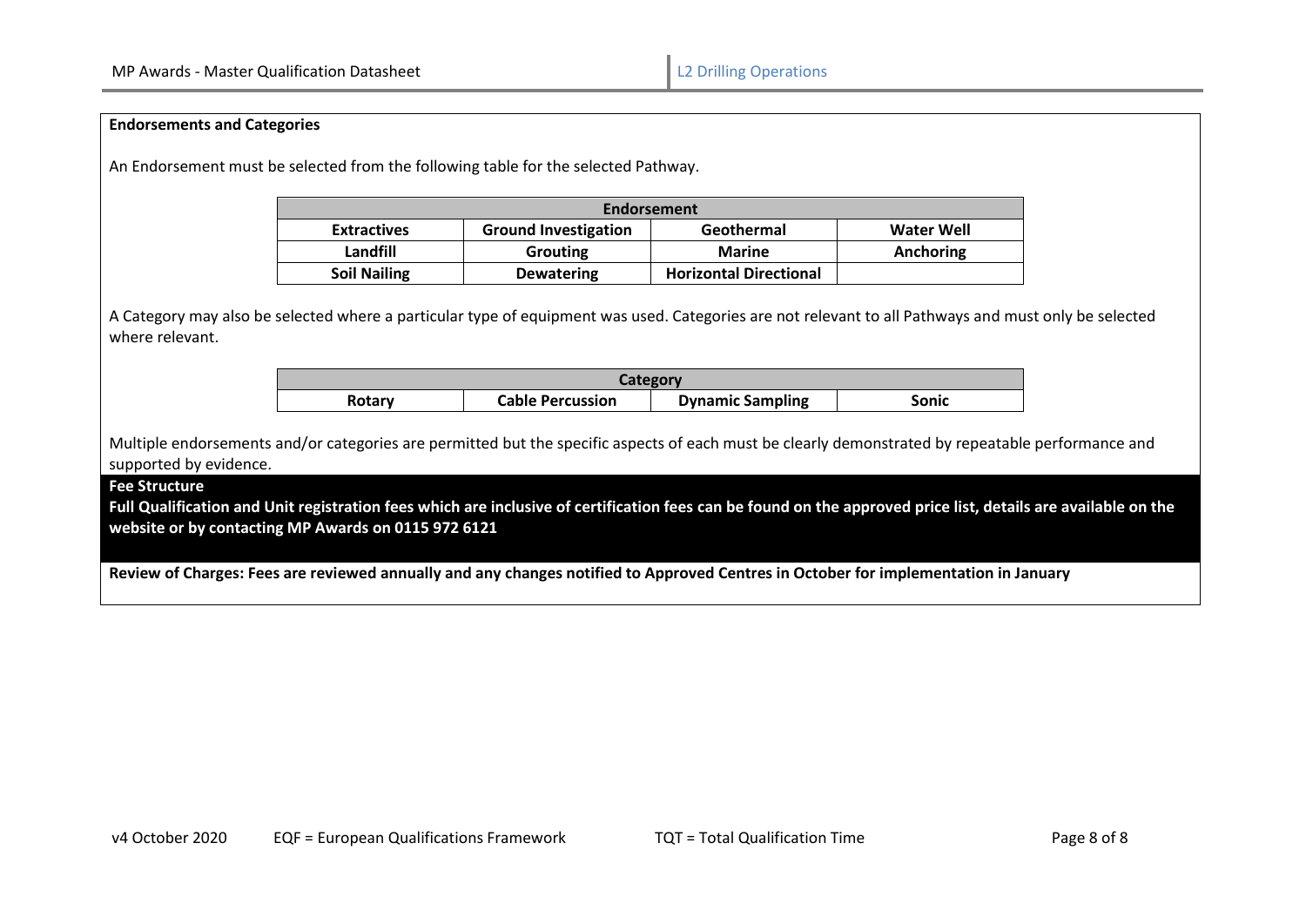**Endorsements and Categories**

An Endorsement must be selected from the following table for the selected Pathway.

| Endorsement | | | |
|---|---|---|---|
| **Extractives** | **Ground Investigation** | **Geothermal** | **Water Well** |
| **Landfill** | **Grouting** | **Marine** | **Anchoring** |
| **Soil Nailing** | **Dewatering** | **Horizontal Directional** | |

A Category may also be selected where a particular type of equipment was used. Categories are not relevant to all Pathways and must only be selected where relevant.

| Category | | | |
|---|---|---|---|
| **Rotary** | **Cable Percussion** | **Dynamic Sampling** | **Sonic** |

Multiple endorsements and/or categories are permitted but the specific aspects of each must be clearly demonstrated by repeatable performance and supported by evidence.

**Fee Structure**

**Full Qualification and Unit registration fees which are inclusive of certification fees can be found on the approved price list, details are available on the website or by contacting MP Awards on 0115 972 6121**

**Review of Charges: Fees are reviewed annually and any changes notified to Approved Centres in October for implementation in January**